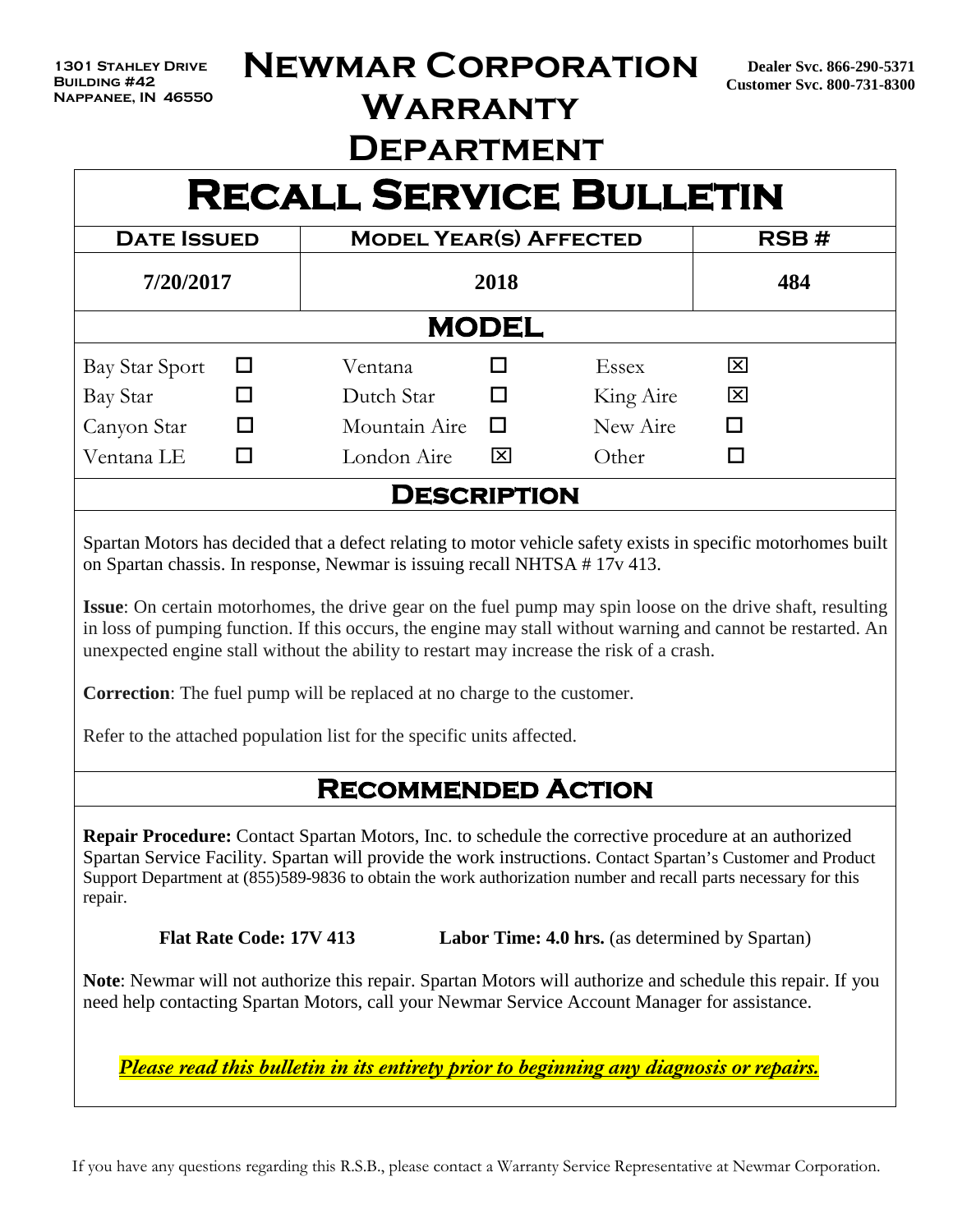1301 Stahley Drive
Building #42
Nappanee, IN 46550

# Newmar Corporation Warranty Department

Dealer Svc. 866-290-5371
Customer Svc. 800-731-8300

# Recall Service Bulletin

| Date Issued | Model Year(s) Affected | RSB # |
|---|---|---|
| 7/20/2017 | 2018 | 484 |

## Model

| | | | | | |
|---|---|---|---|---|---|
| Bay Star Sport | ☐ | Ventana | ☐ | Essex | ☒ |
| Bay Star | ☐ | Dutch Star | ☐ | King Aire | ☒ |
| Canyon Star | ☐ | Mountain Aire | ☐ | New Aire | ☐ |
| Ventana LE | ☐ | London Aire | ☒ | Other | ☐ |

## Description

Spartan Motors has decided that a defect relating to motor vehicle safety exists in specific motorhomes built on Spartan chassis. In response, Newmar is issuing recall NHTSA # 17v 413.

**Issue**: On certain motorhomes, the drive gear on the fuel pump may spin loose on the drive shaft, resulting in loss of pumping function. If this occurs, the engine may stall without warning and cannot be restarted. An unexpected engine stall without the ability to restart may increase the risk of a crash.

**Correction**: The fuel pump will be replaced at no charge to the customer.

Refer to the attached population list for the specific units affected.

## Recommended Action

**Repair Procedure:** Contact Spartan Motors, Inc. to schedule the corrective procedure at an authorized Spartan Service Facility. Spartan will provide the work instructions. Contact Spartan's Customer and Product Support Department at (855)589-9836 to obtain the work authorization number and recall parts necessary for this repair.

**Flat Rate Code: 17V 413** **Labor Time: 4.0 hrs.** (as determined by Spartan)

**Note**: Newmar will not authorize this repair. Spartan Motors will authorize and schedule this repair. If you need help contacting Spartan Motors, call your Newmar Service Account Manager for assistance.

***Please read this bulletin in its entirety prior to beginning any diagnosis or repairs.***

If you have any questions regarding this R.S.B., please contact a Warranty Service Representative at Newmar Corporation.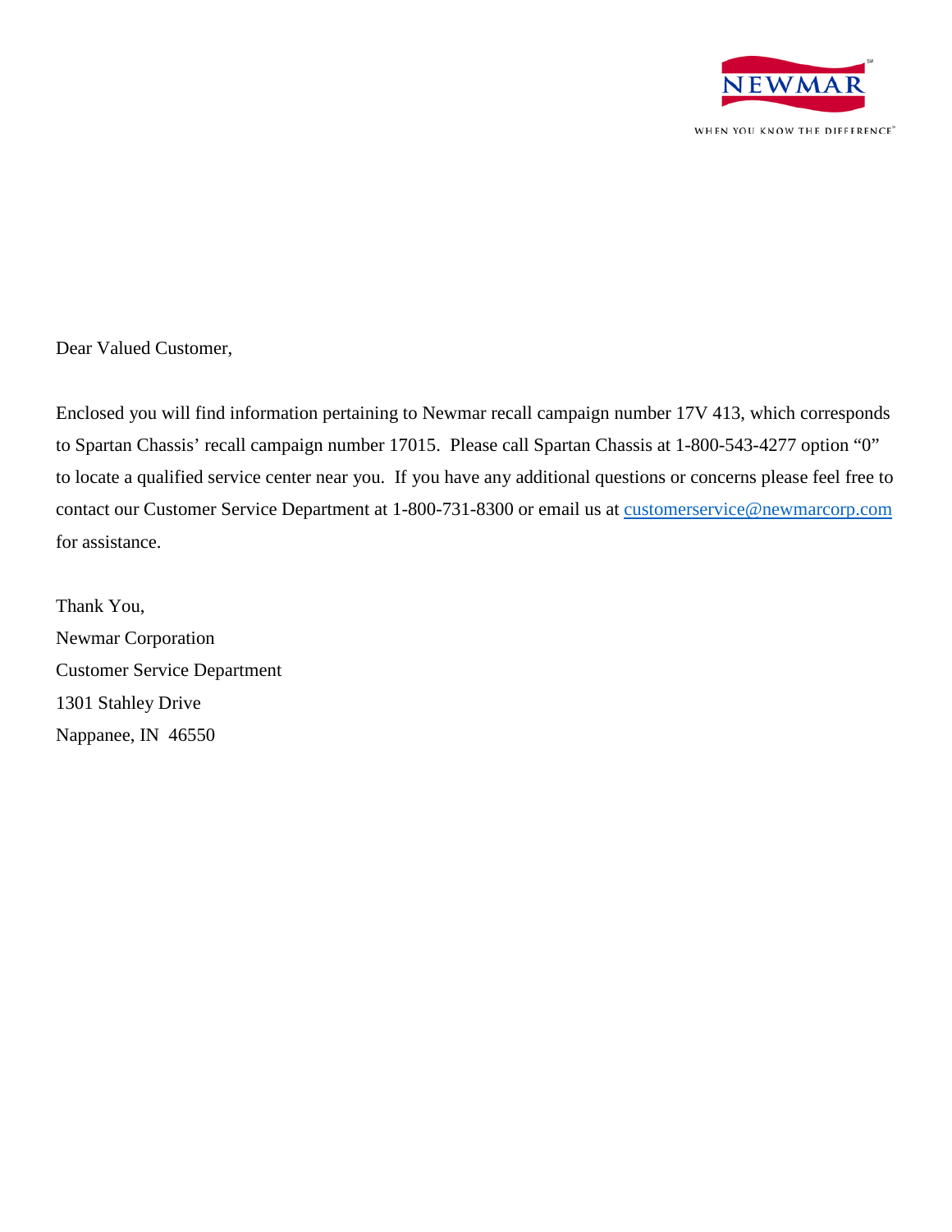NEWMAR

WHEN YOU KNOW THE DIFFERENCE

Dear Valued Customer,

Enclosed you will find information pertaining to Newmar recall campaign number 17V 413, which corresponds to Spartan Chassis' recall campaign number 17015. Please call Spartan Chassis at 1-800-543-4277 option "0" to locate a qualified service center near you. If you have any additional questions or concerns please feel free to contact our Customer Service Department at 1-800-731-8300 or email us at customerservice@newmarcorp.com for assistance.

Thank You,  
Newmar Corporation  
Customer Service Department  
1301 Stahley Drive  
Nappanee, IN 46550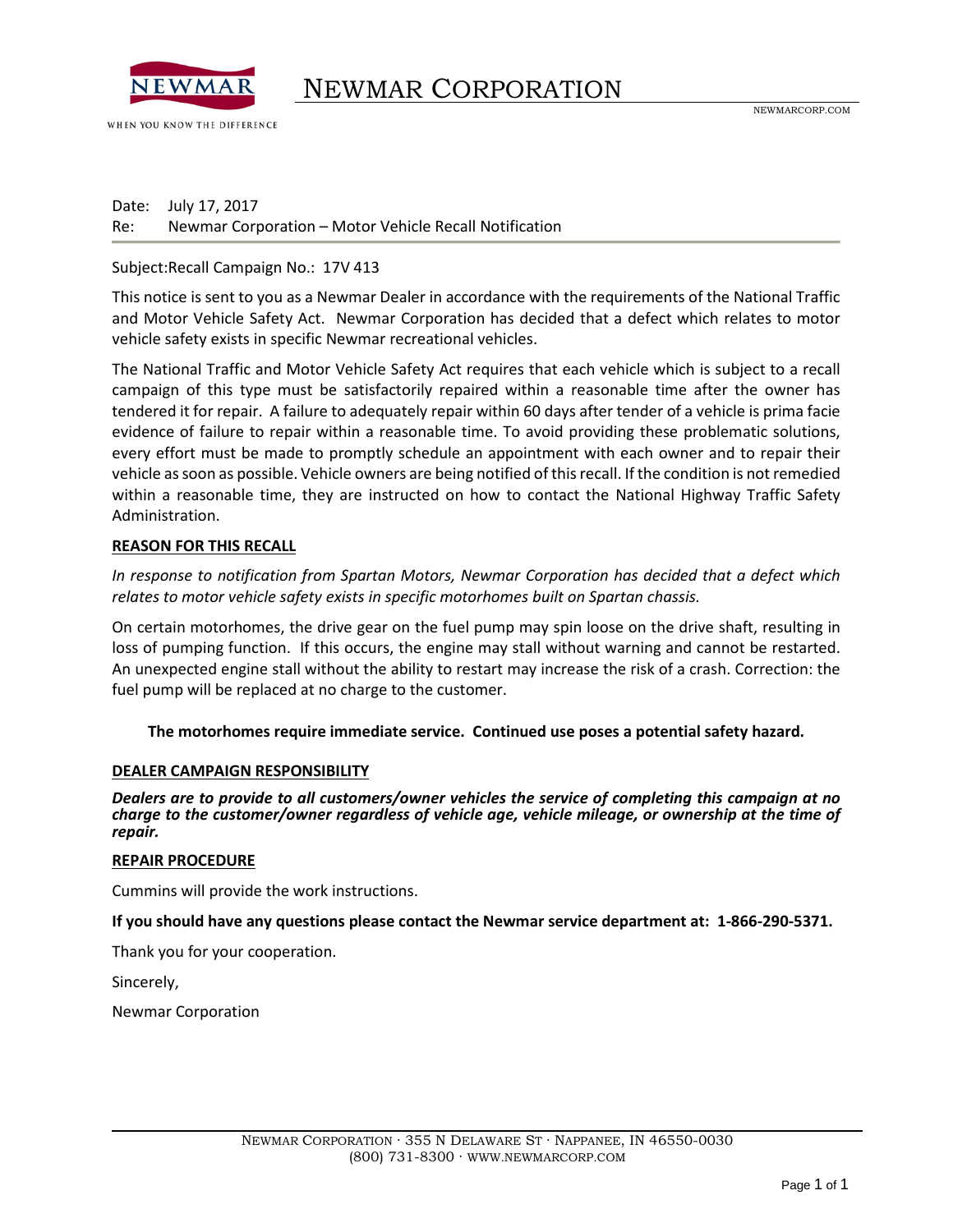# NEWMAR CORPORATION

NEWMAR

WHEN YOU KNOW THE DIFFERENCE

NEWMARCORP.COM

Date: July 17, 2017
Re: Newmar Corporation – Motor Vehicle Recall Notification

Subject:Recall Campaign No.: 17V 413

This notice is sent to you as a Newmar Dealer in accordance with the requirements of the National Traffic and Motor Vehicle Safety Act. Newmar Corporation has decided that a defect which relates to motor vehicle safety exists in specific Newmar recreational vehicles.

The National Traffic and Motor Vehicle Safety Act requires that each vehicle which is subject to a recall campaign of this type must be satisfactorily repaired within a reasonable time after the owner has tendered it for repair. A failure to adequately repair within 60 days after tender of a vehicle is prima facie evidence of failure to repair within a reasonable time. To avoid providing these problematic solutions, every effort must be made to promptly schedule an appointment with each owner and to repair their vehicle as soon as possible. Vehicle owners are being notified of this recall. If the condition is not remedied within a reasonable time, they are instructed on how to contact the National Highway Traffic Safety Administration.

**REASON FOR THIS RECALL**

*In response to notification from Spartan Motors, Newmar Corporation has decided that a defect which relates to motor vehicle safety exists in specific motorhomes built on Spartan chassis.*

On certain motorhomes, the drive gear on the fuel pump may spin loose on the drive shaft, resulting in loss of pumping function. If this occurs, the engine may stall without warning and cannot be restarted. An unexpected engine stall without the ability to restart may increase the risk of a crash. Correction: the fuel pump will be replaced at no charge to the customer.

**The motorhomes require immediate service. Continued use poses a potential safety hazard.**

**DEALER CAMPAIGN RESPONSIBILITY**

***Dealers are to provide to all customers/owner vehicles the service of completing this campaign at no charge to the customer/owner regardless of vehicle age, vehicle mileage, or ownership at the time of repair.***

**REPAIR PROCEDURE**

Cummins will provide the work instructions.

**If you should have any questions please contact the Newmar service department at: 1-866-290-5371.**

Thank you for your cooperation.

Sincerely,

Newmar Corporation

NEWMAR CORPORATION · 355 N DELAWARE ST · NAPPANEE, IN 46550-0030
(800) 731-8300 · WWW.NEWMARCORP.COM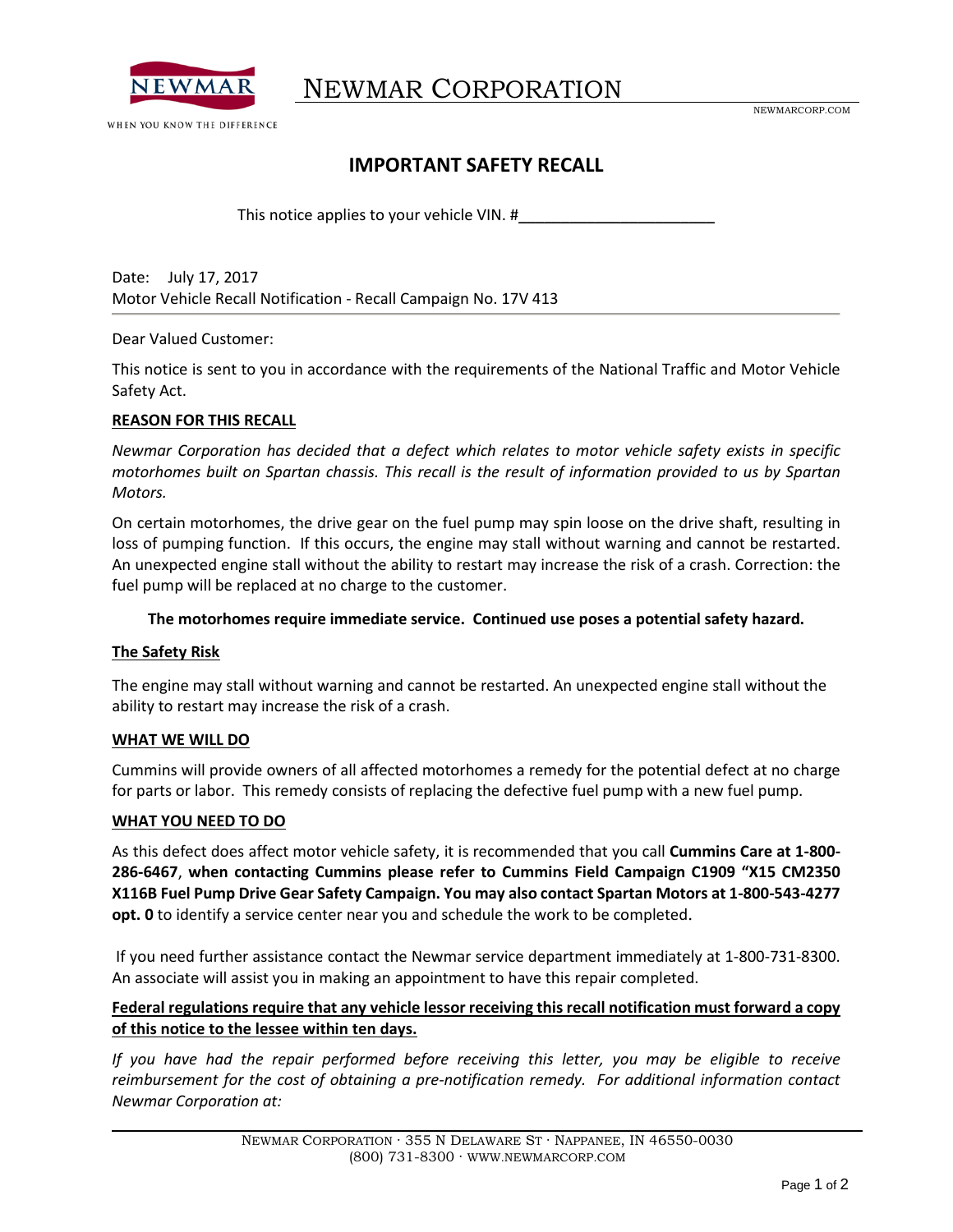NEWMAR

WHEN YOU KNOW THE DIFFERENCE

NEWMAR CORPORATION

NEWMARCORP.COM

# IMPORTANT SAFETY RECALL

This notice applies to your vehicle VIN. #________________________

Date: July 17, 2017
Motor Vehicle Recall Notification - Recall Campaign No. 17V 413

---

Dear Valued Customer:

This notice is sent to you in accordance with the requirements of the National Traffic and Motor Vehicle Safety Act.

**REASON FOR THIS RECALL**

*Newmar Corporation has decided that a defect which relates to motor vehicle safety exists in specific motorhomes built on Spartan chassis. This recall is the result of information provided to us by Spartan Motors.*

On certain motorhomes, the drive gear on the fuel pump may spin loose on the drive shaft, resulting in loss of pumping function. If this occurs, the engine may stall without warning and cannot be restarted. An unexpected engine stall without the ability to restart may increase the risk of a crash. Correction: the fuel pump will be replaced at no charge to the customer.

**The motorhomes require immediate service. Continued use poses a potential safety hazard.**

**The Safety Risk**

The engine may stall without warning and cannot be restarted. An unexpected engine stall without the ability to restart may increase the risk of a crash.

**WHAT WE WILL DO**

Cummins will provide owners of all affected motorhomes a remedy for the potential defect at no charge for parts or labor. This remedy consists of replacing the defective fuel pump with a new fuel pump.

**WHAT YOU NEED TO DO**

As this defect does affect motor vehicle safety, it is recommended that you call **Cummins Care at 1-800-286-6467**, **when contacting Cummins please refer to Cummins Field Campaign C1909 "X15 CM2350 X116B Fuel Pump Drive Gear Safety Campaign. You may also contact Spartan Motors at 1-800-543-4277 opt. 0** to identify a service center near you and schedule the work to be completed.

If you need further assistance contact the Newmar service department immediately at 1-800-731-8300. An associate will assist you in making an appointment to have this repair completed.

**Federal regulations require that any vehicle lessor receiving this recall notification must forward a copy of this notice to the lessee within ten days.**

*If you have had the repair performed before receiving this letter, you may be eligible to receive reimbursement for the cost of obtaining a pre-notification remedy. For additional information contact Newmar Corporation at:*

NEWMAR CORPORATION · 355 N DELAWARE ST · NAPPANEE, IN 46550-0030
(800) 731-8300 · WWW.NEWMARCORP.COM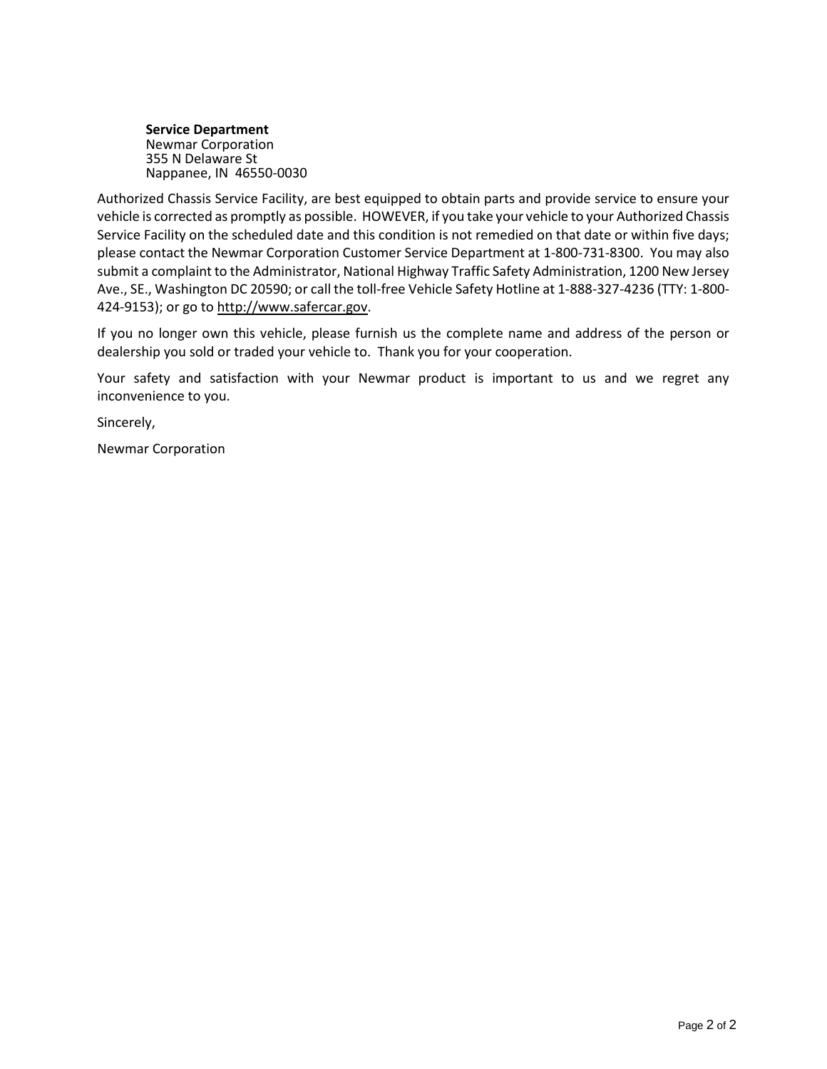**Service Department**
Newmar Corporation
355 N Delaware St
Nappanee, IN 46550-0030

Authorized Chassis Service Facility, are best equipped to obtain parts and provide service to ensure your vehicle is corrected as promptly as possible. HOWEVER, if you take your vehicle to your Authorized Chassis Service Facility on the scheduled date and this condition is not remedied on that date or within five days; please contact the Newmar Corporation Customer Service Department at 1-800-731-8300. You may also submit a complaint to the Administrator, National Highway Traffic Safety Administration, 1200 New Jersey Ave., SE., Washington DC 20590; or call the toll-free Vehicle Safety Hotline at 1-888-327-4236 (TTY: 1-800-424-9153); or go to http://www.safercar.gov.

If you no longer own this vehicle, please furnish us the complete name and address of the person or dealership you sold or traded your vehicle to. Thank you for your cooperation.

Your safety and satisfaction with your Newmar product is important to us and we regret any inconvenience to you.

Sincerely,

Newmar Corporation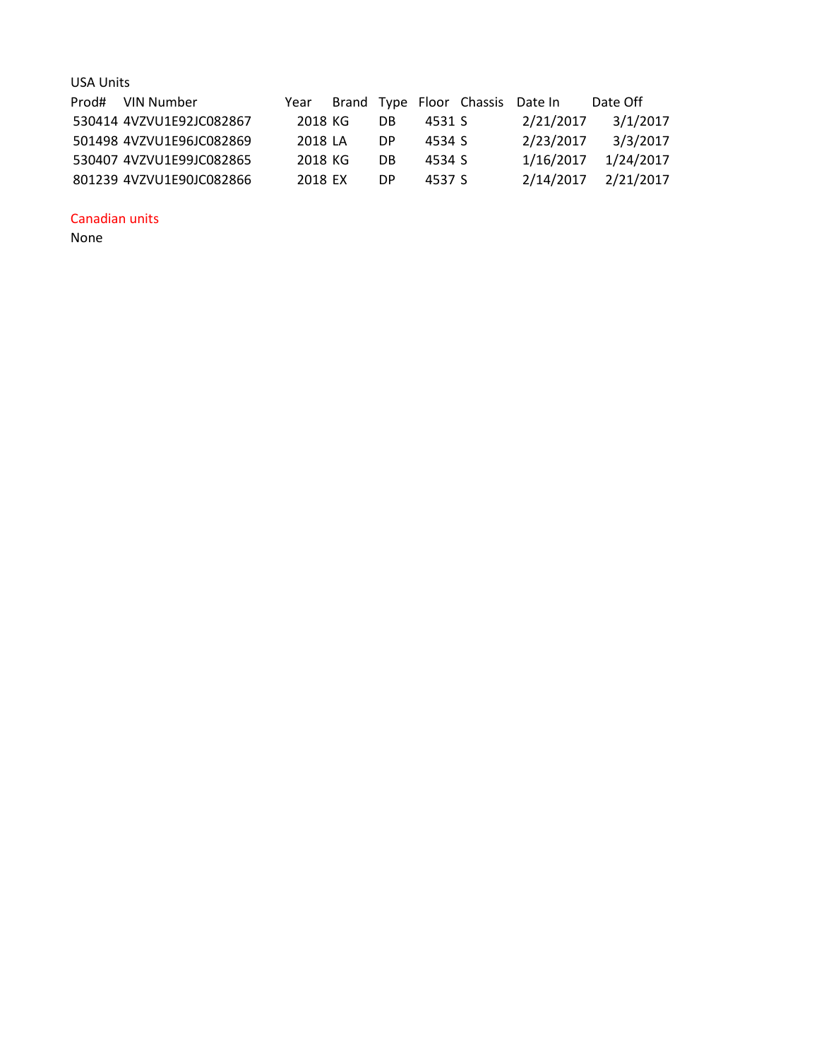USA Units

| Prod# | VIN Number | Year | Brand | Type | Floor | Chassis | Date In | Date Off |
|---|---|---|---|---|---|---|---|---|
| 530414 | 4VZVU1E92JC082867 | 2018 | KG | DB | 4531 | S | 2/21/2017 | 3/1/2017 |
| 501498 | 4VZVU1E96JC082869 | 2018 | LA | DP | 4534 | S | 2/23/2017 | 3/3/2017 |
| 530407 | 4VZVU1E99JC082865 | 2018 | KG | DB | 4534 | S | 1/16/2017 | 1/24/2017 |
| 801239 | 4VZVU1E90JC082866 | 2018 | EX | DP | 4537 | S | 2/14/2017 | 2/21/2017 |

Canadian units

None